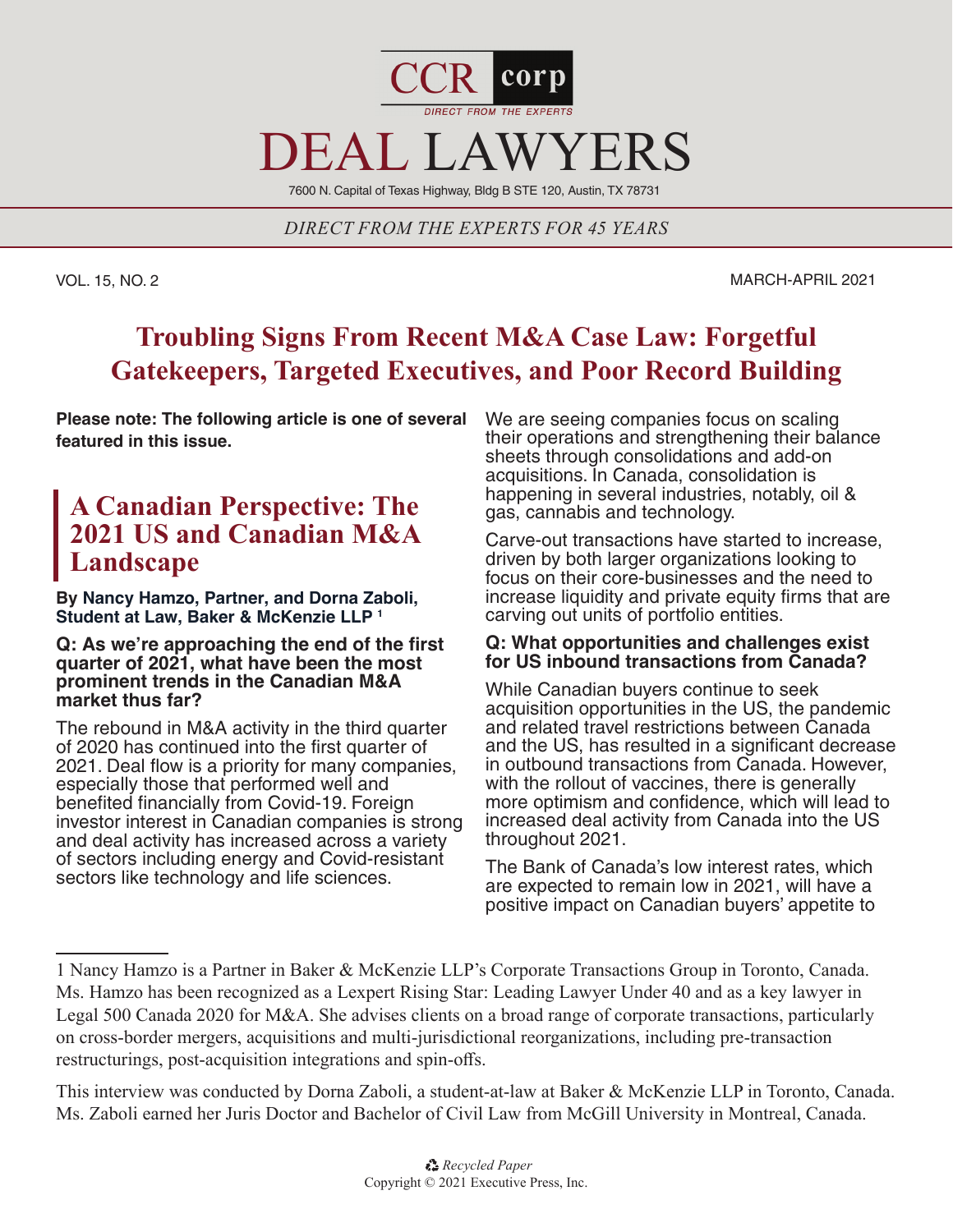# DEAL LAWYERS

7600 N. Capital of Texas Highway, Bldg B STE 120, Austin, TX 78731

*DIRECT FROM THE EXPERTS FOR 45 YEARS*

VOL. 15, NO. 2 MARCH-APRIL 2021

# Troubling Signs From Recent M&A Case Law: Forgetful Gatekeepers, Targeted Executives, and Poor Record Building

**Please note: The following article is one of several featured in this issue.**

## A Canadian Perspective: The 2021 US and Canadian M&A Landscape

**By Nancy Hamzo, Partner, and Dorna Zaboli, Student at Law, Baker & McKenzie LLP [1]**

**Q: As we're approaching the end of the first quarter of 2021, what have been the most prominent trends in the Canadian M&A market thus far?**

The rebound in M&A activity in the third quarter of 2020 has continued into the first quarter of 2021. Deal flow is a priority for many companies, especially those that performed well and benefited financially from Covid-19. Foreign investor interest in Canadian companies is strong and deal activity has increased across a variety of sectors including energy and Covid-resistant sectors like technology and life sciences.

We are seeing companies focus on scaling their operations and strengthening their balance sheets through consolidations and add-on acquisitions. In Canada, consolidation is happening in several industries, notably, oil & gas, cannabis and technology.

Carve-out transactions have started to increase, driven by both larger organizations looking to focus on their core-businesses and the need to increase liquidity and private equity firms that are carving out units of portfolio entities.

**Q: What opportunities and challenges exist for US inbound transactions from Canada?**

While Canadian buyers continue to seek acquisition opportunities in the US, the pandemic and related travel restrictions between Canada and the US, has resulted in a significant decrease in outbound transactions from Canada. However, with the rollout of vaccines, there is generally more optimism and confidence, which will lead to increased deal activity from Canada into the US throughout 2021.

The Bank of Canada's low interest rates, which are expected to remain low in 2021, will have a positive impact on Canadian buyers' appetite to

---

1 Nancy Hamzo is a Partner in Baker & McKenzie LLP's Corporate Transactions Group in Toronto, Canada. Ms. Hamzo has been recognized as a Lexpert Rising Star: Leading Lawyer Under 40 and as a key lawyer in Legal 500 Canada 2020 for M&A. She advises clients on a broad range of corporate transactions, particularly on cross-border mergers, acquisitions and multi-jurisdictional reorganizations, including pre-transaction restructurings, post-acquisition integrations and spin-offs.

This interview was conducted by Dorna Zaboli, a student-at-law at Baker & McKenzie LLP in Toronto, Canada. Ms. Zaboli earned her Juris Doctor and Bachelor of Civil Law from McGill University in Montreal, Canada.

*Recycled Paper*
Copyright © 2021 Executive Press, Inc.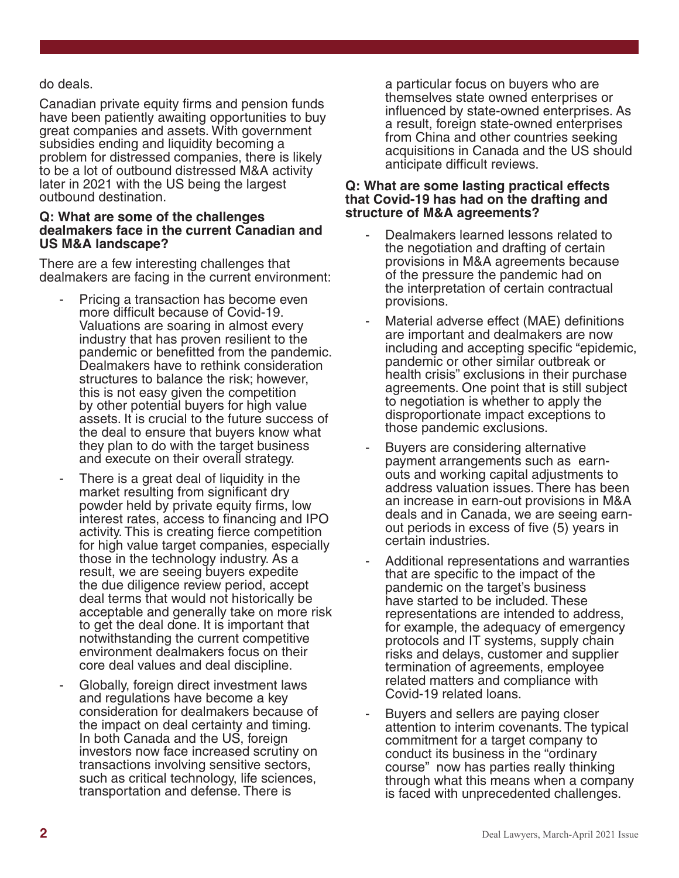do deals.

Canadian private equity firms and pension funds have been patiently awaiting opportunities to buy great companies and assets. With government subsidies ending and liquidity becoming a problem for distressed companies, there is likely to be a lot of outbound distressed M&A activity later in 2021 with the US being the largest outbound destination.

**Q: What are some of the challenges dealmakers face in the current Canadian and US M&A landscape?**

There are a few interesting challenges that dealmakers are facing in the current environment:

- Pricing a transaction has become even more difficult because of Covid-19. Valuations are soaring in almost every industry that has proven resilient to the pandemic or benefitted from the pandemic. Dealmakers have to rethink consideration structures to balance the risk; however, this is not easy given the competition by other potential buyers for high value assets. It is crucial to the future success of the deal to ensure that buyers know what they plan to do with the target business and execute on their overall strategy.
- There is a great deal of liquidity in the market resulting from significant dry powder held by private equity firms, low interest rates, access to financing and IPO activity. This is creating fierce competition for high value target companies, especially those in the technology industry. As a result, we are seeing buyers expedite the due diligence review period, accept deal terms that would not historically be acceptable and generally take on more risk to get the deal done. It is important that notwithstanding the current competitive environment dealmakers focus on their core deal values and deal discipline.
- Globally, foreign direct investment laws and regulations have become a key consideration for dealmakers because of the impact on deal certainty and timing. In both Canada and the US, foreign investors now face increased scrutiny on transactions involving sensitive sectors, such as critical technology, life sciences, transportation and defense. There is a particular focus on buyers who are themselves state owned enterprises or influenced by state-owned enterprises. As a result, foreign state-owned enterprises from China and other countries seeking acquisitions in Canada and the US should anticipate difficult reviews.

**Q: What are some lasting practical effects that Covid-19 has had on the drafting and structure of M&A agreements?**

- Dealmakers learned lessons related to the negotiation and drafting of certain provisions in M&A agreements because of the pressure the pandemic had on the interpretation of certain contractual provisions.
- Material adverse effect (MAE) definitions are important and dealmakers are now including and accepting specific "epidemic, pandemic or other similar outbreak or health crisis" exclusions in their purchase agreements. One point that is still subject to negotiation is whether to apply the disproportionate impact exceptions to those pandemic exclusions.
- Buyers are considering alternative payment arrangements such as earn-outs and working capital adjustments to address valuation issues. There has been an increase in earn-out provisions in M&A deals and in Canada, we are seeing earn-out periods in excess of five (5) years in certain industries.
- Additional representations and warranties that are specific to the impact of the pandemic on the target's business have started to be included. These representations are intended to address, for example, the adequacy of emergency protocols and IT systems, supply chain risks and delays, customer and supplier termination of agreements, employee related matters and compliance with Covid-19 related loans.
- Buyers and sellers are paying closer attention to interim covenants. The typical commitment for a target company to conduct its business in the "ordinary course" now has parties really thinking through what this means when a company is faced with unprecedented challenges.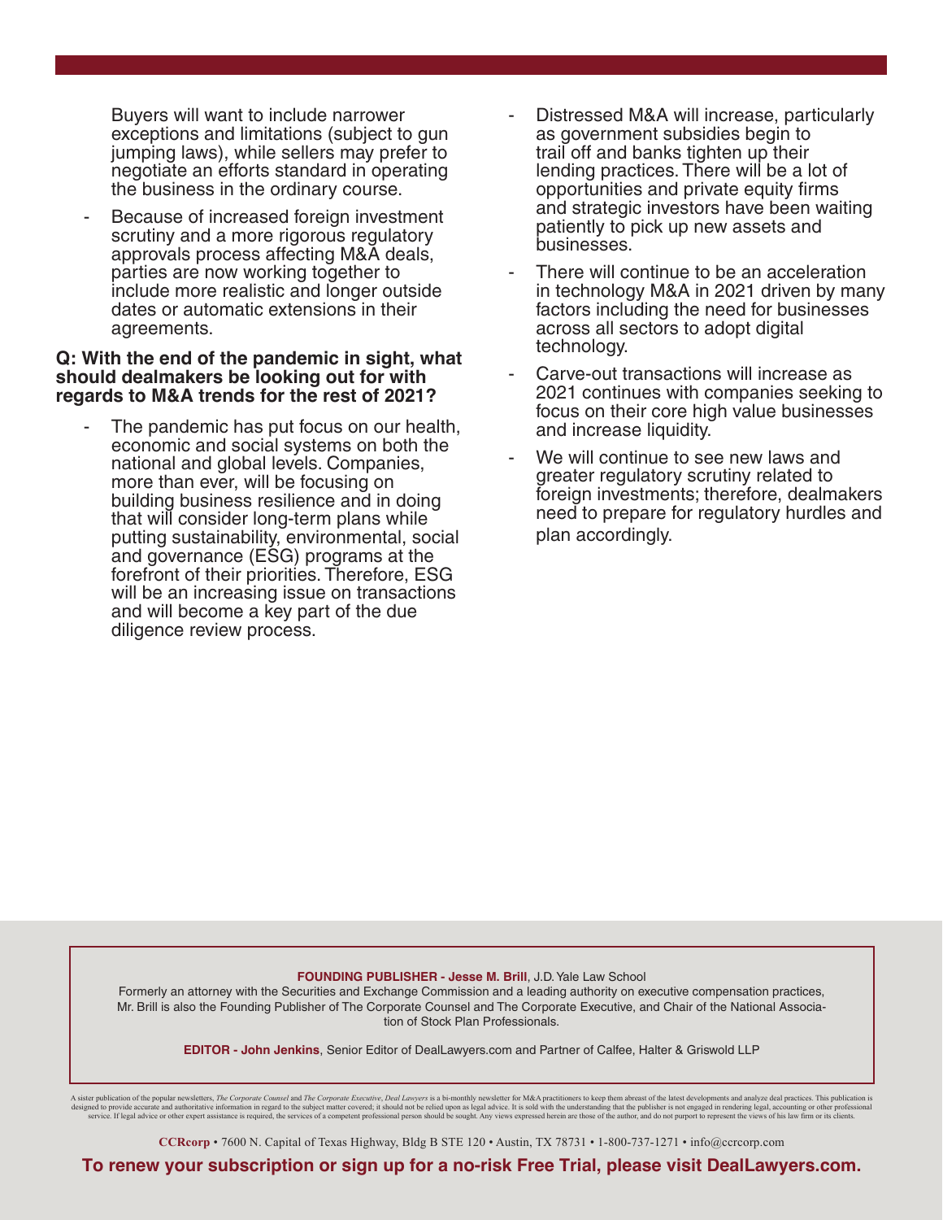Buyers will want to include narrower exceptions and limitations (subject to gun jumping laws), while sellers may prefer to negotiate an efforts standard in operating the business in the ordinary course.

- Because of increased foreign investment scrutiny and a more rigorous regulatory approvals process affecting M&A deals, parties are now working together to include more realistic and longer outside dates or automatic extensions in their agreements.

**Q: With the end of the pandemic in sight, what should dealmakers be looking out for with regards to M&A trends for the rest of 2021?**

- The pandemic has put focus on our health, economic and social systems on both the national and global levels. Companies, more than ever, will be focusing on building business resilience and in doing that will consider long-term plans while putting sustainability, environmental, social and governance (ESG) programs at the forefront of their priorities. Therefore, ESG will be an increasing issue on transactions and will become a key part of the due diligence review process.
- Distressed M&A will increase, particularly as government subsidies begin to trail off and banks tighten up their lending practices. There will be a lot of opportunities and private equity firms and strategic investors have been waiting patiently to pick up new assets and businesses.
- There will continue to be an acceleration in technology M&A in 2021 driven by many factors including the need for businesses across all sectors to adopt digital technology.
- Carve-out transactions will increase as 2021 continues with companies seeking to focus on their core high value businesses and increase liquidity.
- We will continue to see new laws and greater regulatory scrutiny related to foreign investments; therefore, dealmakers need to prepare for regulatory hurdles and plan accordingly.

**FOUNDING PUBLISHER - Jesse M. Brill**, J.D. Yale Law School
Formerly an attorney with the Securities and Exchange Commission and a leading authority on executive compensation practices, Mr. Brill is also the Founding Publisher of The Corporate Counsel and The Corporate Executive, and Chair of the National Association of Stock Plan Professionals.

**EDITOR - John Jenkins**, Senior Editor of DealLawyers.com and Partner of Calfee, Halter & Griswold LLP

A sister publication of the popular newsletters, *The Corporate Counsel* and *The Corporate Executive*, *Deal Lawyers* is a bi-monthly newsletter for M&A practitioners to keep them abreast of the latest developments and analyze deal practices. This publication is designed to provide accurate and authoritative information in regard to the subject matter covered; it should not be relied upon as legal advice. It is sold with the understanding that the publisher is not engaged in rendering legal, accounting or other professional service. If legal advice or other expert assistance is required, the services of a competent professional person should be sought. Any views expressed herein are those of the author, and do not purport to represent the views of his law firm or its clients.

**CCRcorp** • 7600 N. Capital of Texas Highway, Bldg B STE 120 • Austin, TX 78731 • 1-800-737-1271 • info@ccrcorp.com

**To renew your subscription or sign up for a no-risk Free Trial, please visit DealLawyers.com.**